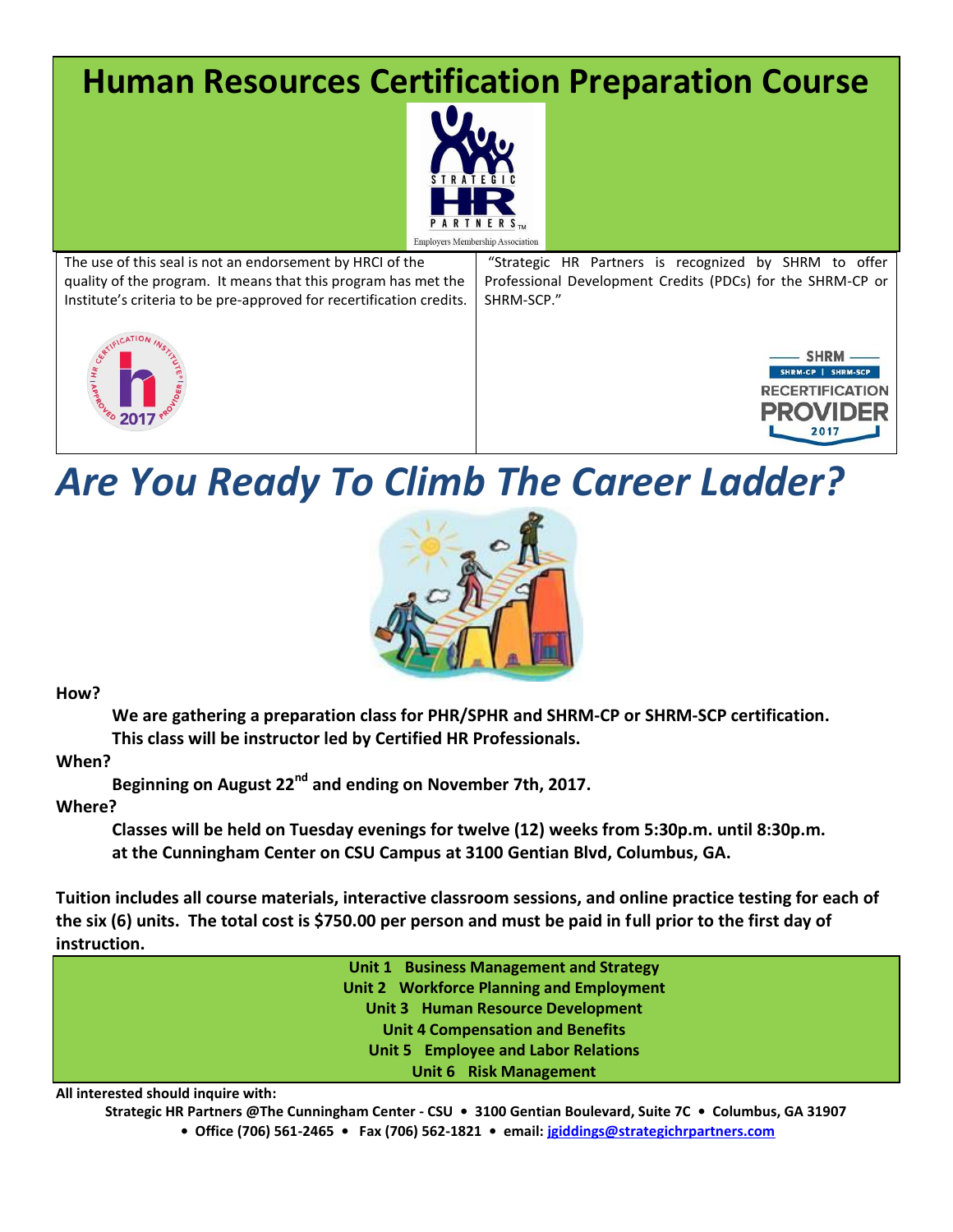# Human Resources Certification Preparation Course

STRATEGIC HR PARTNERS™
Employers Membership Association

The use of this seal is not an endorsement by HRCI of the quality of the program. It means that this program has met the Institute's criteria to be pre-approved for recertification credits.

"Strategic HR Partners is recognized by SHRM to offer Professional Development Credits (PDCs) for the SHRM-CP or SHRM-SCP."

## *Are You Ready To Climb The Career Ladder?*

**How?**

**We are gathering a preparation class for PHR/SPHR and SHRM-CP or SHRM-SCP certification. This class will be instructor led by Certified HR Professionals.**

**When?**

**Beginning on August 22nd and ending on November 7th, 2017.**

**Where?**

**Classes will be held on Tuesday evenings for twelve (12) weeks from 5:30p.m. until 8:30p.m. at the Cunningham Center on CSU Campus at 3100 Gentian Blvd, Columbus, GA.**

**Tuition includes all course materials, interactive classroom sessions, and online practice testing for each of the six (6) units. The total cost is $750.00 per person and must be paid in full prior to the first day of instruction.**

**Unit 1 Business Management and Strategy**
**Unit 2 Workforce Planning and Employment**
**Unit 3 Human Resource Development**
**Unit 4 Compensation and Benefits**
**Unit 5 Employee and Labor Relations**
**Unit 6 Risk Management**

**All interested should inquire with:**

**Strategic HR Partners @The Cunningham Center - CSU • 3100 Gentian Boulevard, Suite 7C • Columbus, GA 31907 • Office (706) 561-2465 • Fax (706) 562-1821 • email: jgiddings@strategichrpartners.com**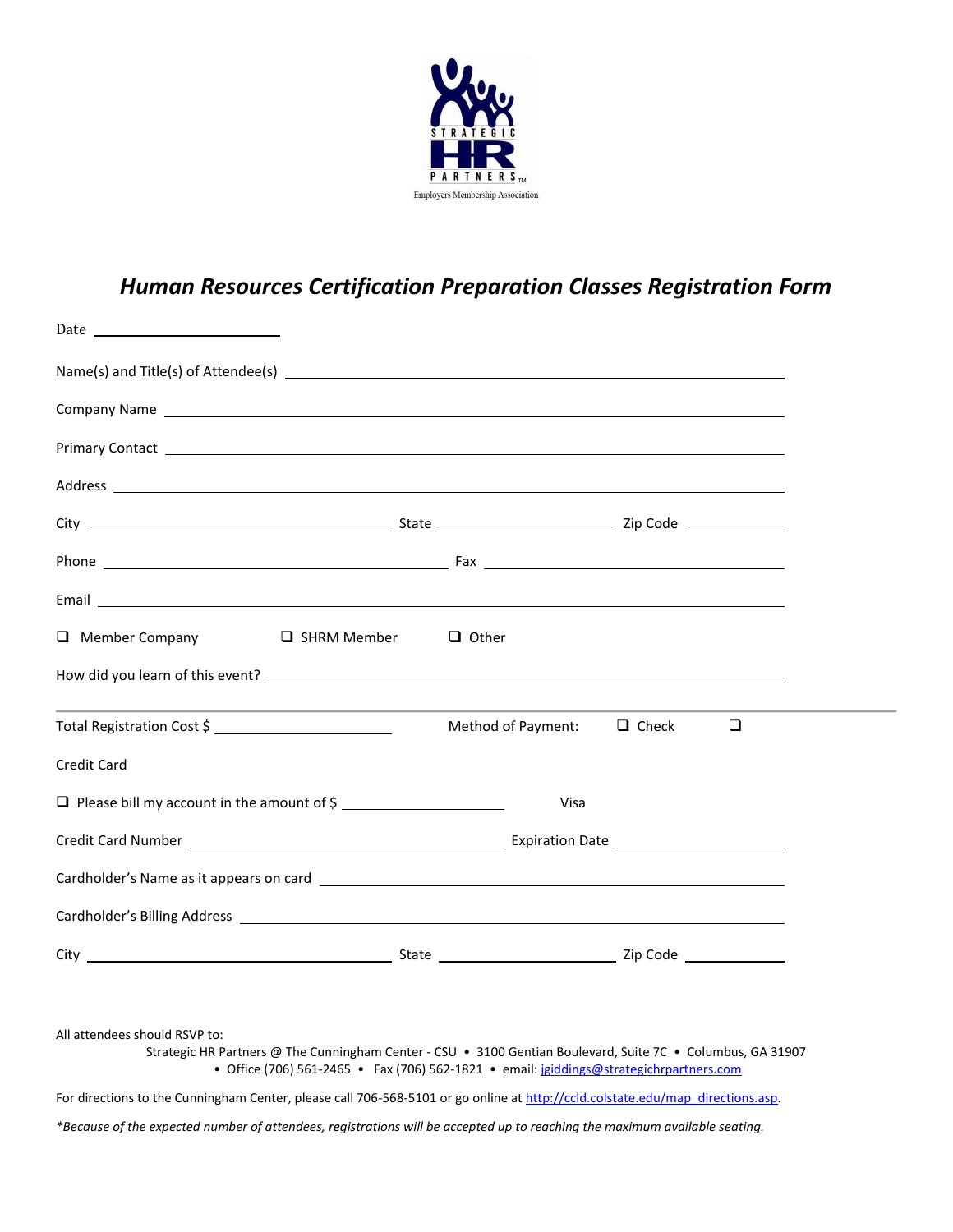STRATEGIC HR PARTNERS™

Employers Membership Association

# *Human Resources Certification Preparation Classes Registration Form*

Date ______________________

Name(s) and Title(s) of Attendee(s) ______________________________________________

Company Name ______________________________________________

Primary Contact ______________________________________________

Address ______________________________________________

City ______________________ State ______________ Zip Code __________

Phone ______________________ Fax ______________________

Email ______________________________________________

❑ Member Company ❑ SHRM Member ❑ Other

How did you learn of this event? ______________________________________________

---

Total Registration Cost $ ______________ Method of Payment: ❑ Check ❑

Credit Card

❑ Please bill my account in the amount of $ ______________ Visa

Credit Card Number ______________________ Expiration Date ______________

Cardholder's Name as it appears on card ______________________________________________

Cardholder's Billing Address ______________________________________________

City ______________________ State ______________ Zip Code __________

All attendees should RSVP to:

Strategic HR Partners @ The Cunningham Center - CSU • 3100 Gentian Boulevard, Suite 7C • Columbus, GA 31907
• Office (706) 561-2465 • Fax (706) 562-1821 • email: jgiddings@strategichrpartners.com

For directions to the Cunningham Center, please call 706-568-5101 or go online at http://ccld.colstate.edu/map_directions.asp.

*\*Because of the expected number of attendees, registrations will be accepted up to reaching the maximum available seating.*